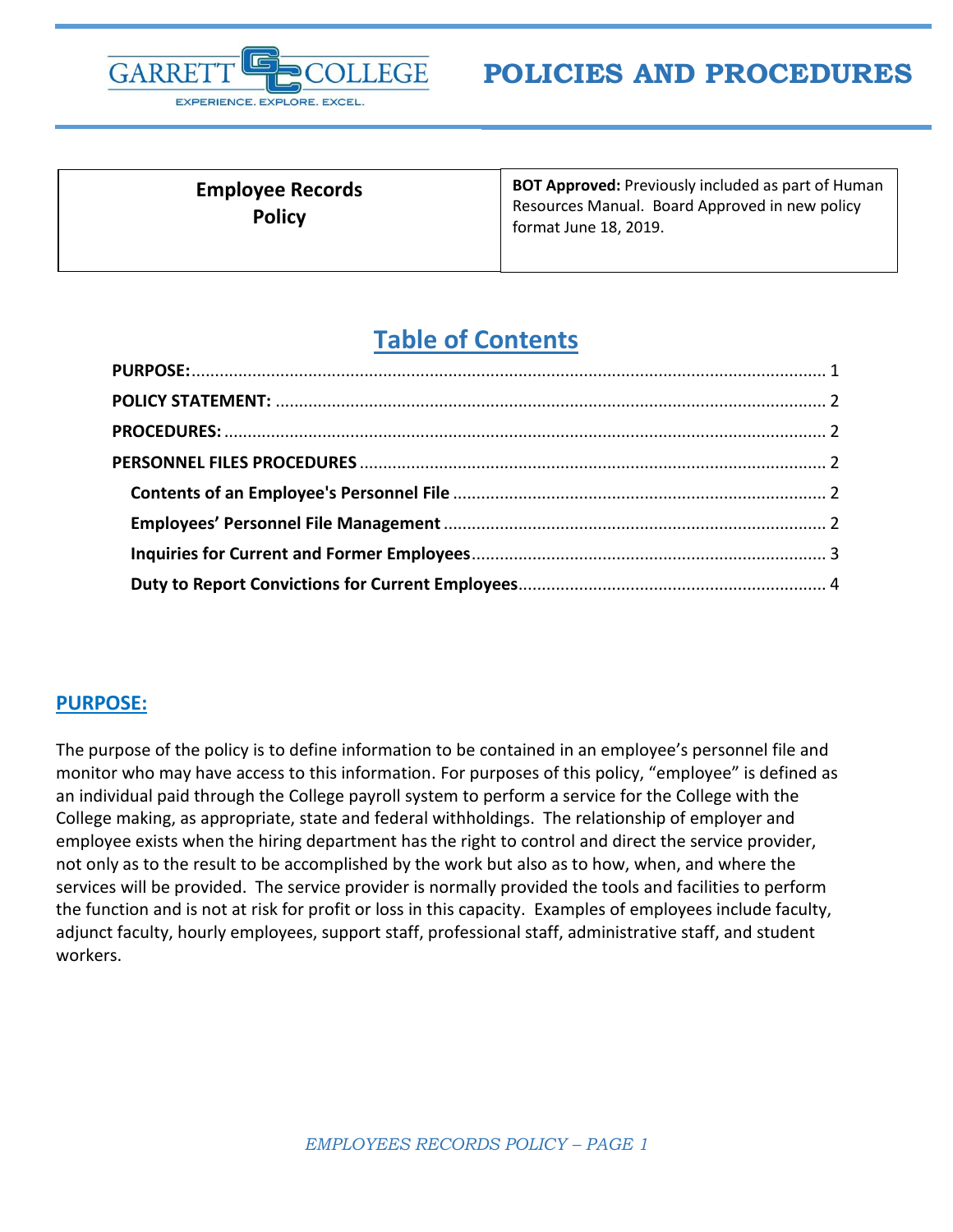GARRETT COLLEGE

EXPERIENCE. EXPLORE. EXCEL.

# POLICIES AND PROCEDURES

| **Employee Records Policy** | **BOT Approved:** Previously included as part of Human Resources Manual. Board Approved in new policy format June 18, 2019. |
|---|---|

## Table of Contents

**PURPOSE:** .......... 1

**POLICY STATEMENT:** .......... 2

**PROCEDURES:** .......... 2

**PERSONNEL FILES PROCEDURES** .......... 2

- **Contents of an Employee's Personnel File** .......... 2
- **Employees' Personnel File Management** .......... 2
- **Inquiries for Current and Former Employees** .......... 3
- **Duty to Report Convictions for Current Employees** .......... 4

## PURPOSE:

The purpose of the policy is to define information to be contained in an employee's personnel file and monitor who may have access to this information. For purposes of this policy, "employee" is defined as an individual paid through the College payroll system to perform a service for the College with the College making, as appropriate, state and federal withholdings. The relationship of employer and employee exists when the hiring department has the right to control and direct the service provider, not only as to the result to be accomplished by the work but also as to how, when, and where the services will be provided. The service provider is normally provided the tools and facilities to perform the function and is not at risk for profit or loss in this capacity. Examples of employees include faculty, adjunct faculty, hourly employees, support staff, professional staff, administrative staff, and student workers.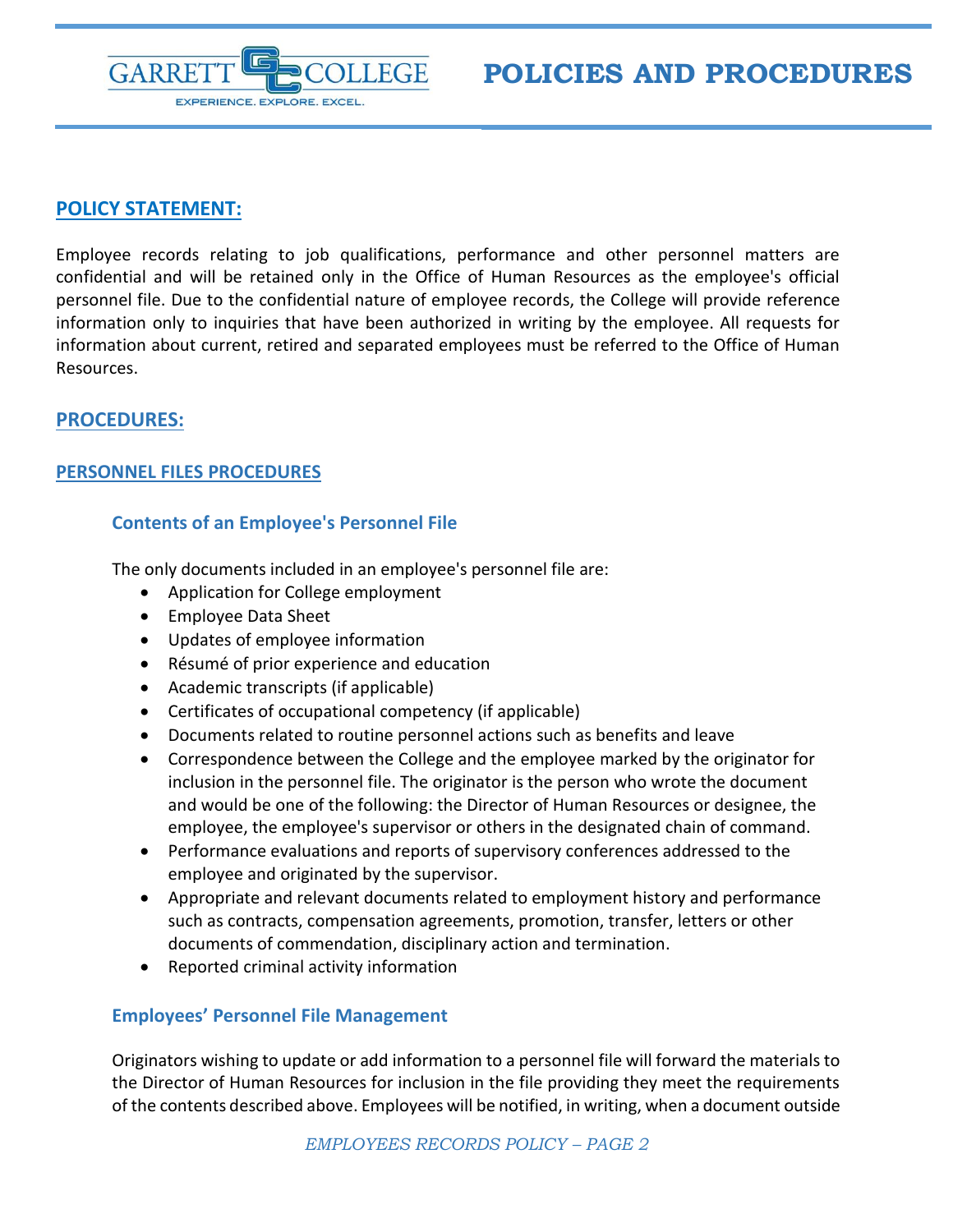## POLICY STATEMENT:

Employee records relating to job qualifications, performance and other personnel matters are confidential and will be retained only in the Office of Human Resources as the employee's official personnel file. Due to the confidential nature of employee records, the College will provide reference information only to inquiries that have been authorized in writing by the employee. All requests for information about current, retired and separated employees must be referred to the Office of Human Resources.

## PROCEDURES:

### PERSONNEL FILES PROCEDURES

#### Contents of an Employee's Personnel File

The only documents included in an employee's personnel file are:

- Application for College employment
- Employee Data Sheet
- Updates of employee information
- Résumé of prior experience and education
- Academic transcripts (if applicable)
- Certificates of occupational competency (if applicable)
- Documents related to routine personnel actions such as benefits and leave
- Correspondence between the College and the employee marked by the originator for inclusion in the personnel file. The originator is the person who wrote the document and would be one of the following: the Director of Human Resources or designee, the employee, the employee's supervisor or others in the designated chain of command.
- Performance evaluations and reports of supervisory conferences addressed to the employee and originated by the supervisor.
- Appropriate and relevant documents related to employment history and performance such as contracts, compensation agreements, promotion, transfer, letters or other documents of commendation, disciplinary action and termination.
- Reported criminal activity information

#### Employees' Personnel File Management

Originators wishing to update or add information to a personnel file will forward the materials to the Director of Human Resources for inclusion in the file providing they meet the requirements of the contents described above. Employees will be notified, in writing, when a document outside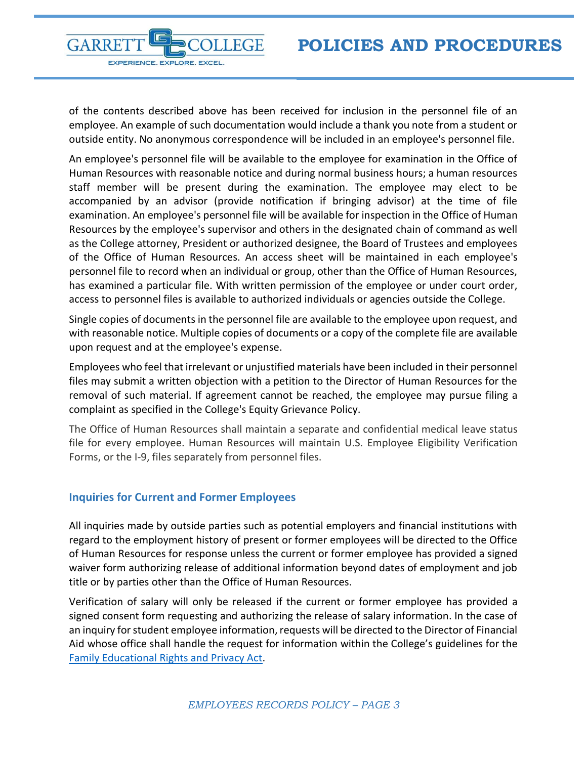of the contents described above has been received for inclusion in the personnel file of an employee. An example of such documentation would include a thank you note from a student or outside entity. No anonymous correspondence will be included in an employee's personnel file.

An employee's personnel file will be available to the employee for examination in the Office of Human Resources with reasonable notice and during normal business hours; a human resources staff member will be present during the examination. The employee may elect to be accompanied by an advisor (provide notification if bringing advisor) at the time of file examination. An employee's personnel file will be available for inspection in the Office of Human Resources by the employee's supervisor and others in the designated chain of command as well as the College attorney, President or authorized designee, the Board of Trustees and employees of the Office of Human Resources. An access sheet will be maintained in each employee's personnel file to record when an individual or group, other than the Office of Human Resources, has examined a particular file. With written permission of the employee or under court order, access to personnel files is available to authorized individuals or agencies outside the College.

Single copies of documents in the personnel file are available to the employee upon request, and with reasonable notice. Multiple copies of documents or a copy of the complete file are available upon request and at the employee's expense.

Employees who feel that irrelevant or unjustified materials have been included in their personnel files may submit a written objection with a petition to the Director of Human Resources for the removal of such material. If agreement cannot be reached, the employee may pursue filing a complaint as specified in the College's Equity Grievance Policy.

The Office of Human Resources shall maintain a separate and confidential medical leave status file for every employee. Human Resources will maintain U.S. Employee Eligibility Verification Forms, or the I-9, files separately from personnel files.

## Inquiries for Current and Former Employees

All inquiries made by outside parties such as potential employers and financial institutions with regard to the employment history of present or former employees will be directed to the Office of Human Resources for response unless the current or former employee has provided a signed waiver form authorizing release of additional information beyond dates of employment and job title or by parties other than the Office of Human Resources.

Verification of salary will only be released if the current or former employee has provided a signed consent form requesting and authorizing the release of salary information. In the case of an inquiry for student employee information, requests will be directed to the Director of Financial Aid whose office shall handle the request for information within the College's guidelines for the Family Educational Rights and Privacy Act.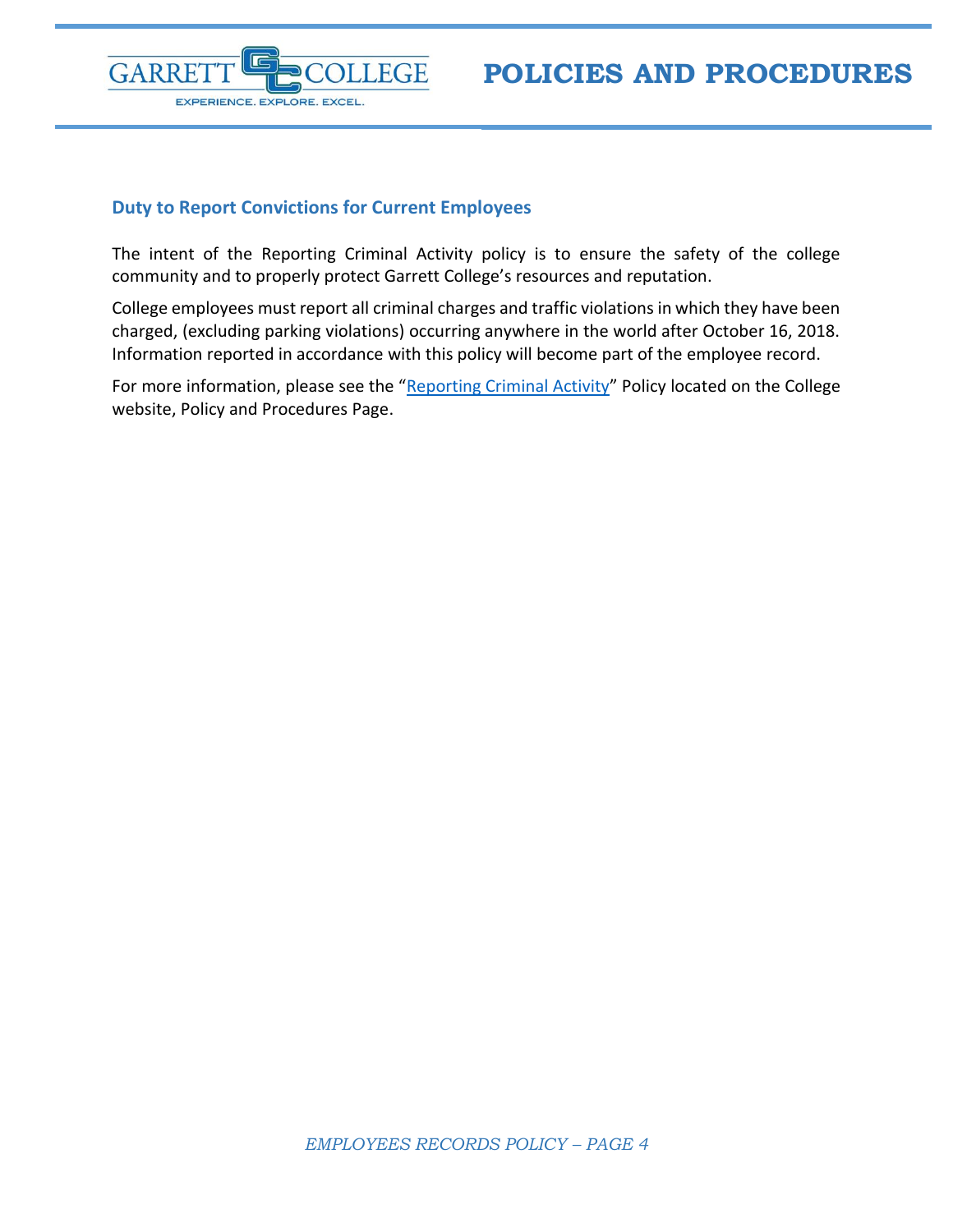## Duty to Report Convictions for Current Employees

The intent of the Reporting Criminal Activity policy is to ensure the safety of the college community and to properly protect Garrett College's resources and reputation.

College employees must report all criminal charges and traffic violations in which they have been charged, (excluding parking violations) occurring anywhere in the world after October 16, 2018. Information reported in accordance with this policy will become part of the employee record.

For more information, please see the "Reporting Criminal Activity" Policy located on the College website, Policy and Procedures Page.